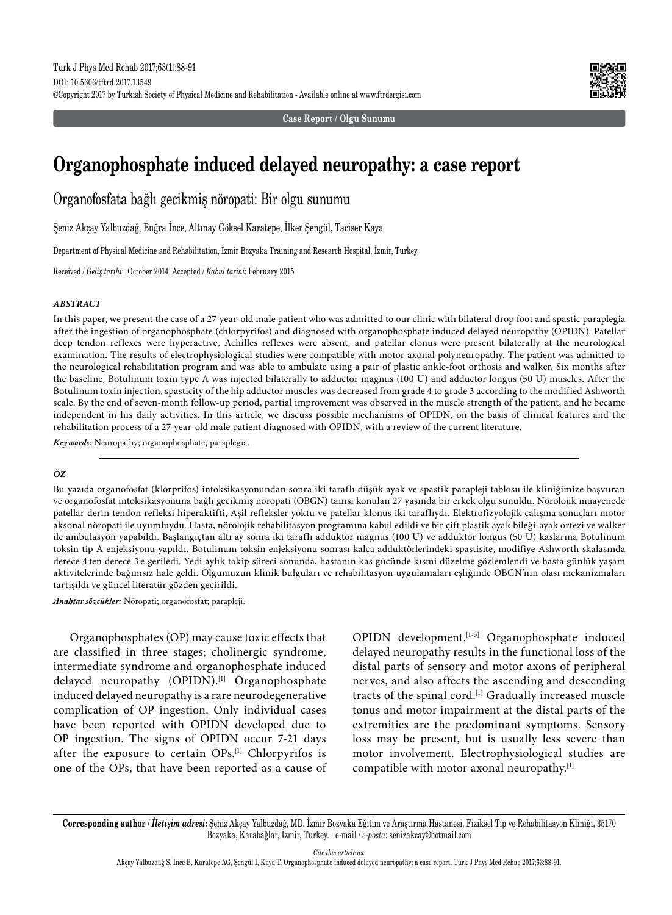Case Report / Olgu Sunumu

# Organophosphate induced delayed neuropathy: a case report

## Organofosfata bağlı gecikmiş nöropati: Bir olgu sunumu

Şeniz Akçay Yalbuzdağ, Buğra İnce, Altınay Göksel Karatepe, İlker Şengül, Taciser Kaya

Department of Physical Medicine and Rehabilitation, İzmir Bozyaka Training and Research Hospital, İzmir, Turkey

Received / *Geliş tarihi*: October 2014 Accepted / *Kabul tarihi*: February 2015

### *ABSTRACT*

In this paper, we present the case of a 27-year-old male patient who was admitted to our clinic with bilateral drop foot and spastic paraplegia after the ingestion of organophosphate (chlorpyrifos) and diagnosed with organophosphate induced delayed neuropathy (OPIDN). Patellar deep tendon reflexes were hyperactive, Achilles reflexes were absent, and patellar clonus were present bilaterally at the neurological examination. The results of electrophysiological studies were compatible with motor axonal polyneuropathy. The patient was admitted to the neurological rehabilitation program and was able to ambulate using a pair of plastic ankle-foot orthosis and walker. Six months after the baseline, Botulinum toxin type A was injected bilaterally to adductor magnus (100 U) and adductor longus (50 U) muscles. After the Botulinum toxin injection, spasticity of the hip adductor muscles was decreased from grade 4 to grade 3 according to the modified Ashworth scale. By the end of seven-month follow-up period, partial improvement was observed in the muscle strength of the patient, and he became independent in his daily activities. In this article, we discuss possible mechanisms of OPIDN, on the basis of clinical features and the rehabilitation process of a 27-year-old male patient diagnosed with OPIDN, with a review of the current literature.

***Keywords:*** Neuropathy; organophosphate; paraplegia.

### *ÖZ*

Bu yazıda organofosfat (klorprifos) intoksikasyonundan sonra iki taraflı düşük ayak ve spastik parapleji tablosu ile kliniğimize başvuran ve organofosfat intoksikasyonuna bağlı gecikmiş nöropati (OBGN) tanısı konulan 27 yaşında bir erkek olgu sunuldu. Nörolojik muayenede patellar derin tendon refleksi hiperaktifti, Aşil refleksler yoktu ve patellar klonus iki taraflıydı. Elektrofizyolojik çalışma sonuçları motor aksonal nöropati ile uyumluydu. Hasta, nörolojik rehabilitasyon programına kabul edildi ve bir çift plastik ayak bileği-ayak ortezi ve walker ile ambulasyon yapabildi. Başlangıçtan altı ay sonra iki taraflı adduktor magnus (100 U) ve adduktor longus (50 U) kaslarına Botulinum toksin tip A enjeksiyonu yapıldı. Botulinum toksin enjeksiyonu sonrası kalça adduktörlerindeki spastisite, modifiye Ashworth skalasında derece 4'ten derece 3'e geriledi. Yedi aylık takip süreci sonunda, hastanın kas gücünde kısmi düzelme gözlemlendi ve hasta günlük yaşam aktivitelerinde bağımsız hale geldi. Olgumuzun klinik bulguları ve rehabilitasyon uygulamaları eşliğinde OBGN'nin olası mekanizmaları tartışıldı ve güncel literatür gözden geçirildi.

***Anahtar sözcükler:*** Nöropati; organofosfat; parapleji.

Organophosphates (OP) may cause toxic effects that are classified in three stages; cholinergic syndrome, intermediate syndrome and organophosphate induced delayed neuropathy (OPIDN).[1] Organophosphate induced delayed neuropathy is a rare neurodegenerative complication of OP ingestion. Only individual cases have been reported with OPIDN developed due to OP ingestion. The signs of OPIDN occur 7-21 days after the exposure to certain OPs.[1] Chlorpyrifos is one of the OPs, that have been reported as a cause of OPIDN development.[1-3] Organophosphate induced delayed neuropathy results in the functional loss of the distal parts of sensory and motor axons of peripheral nerves, and also affects the ascending and descending tracts of the spinal cord.[1] Gradually increased muscle tonus and motor impairment at the distal parts of the extremities are the predominant symptoms. Sensory loss may be present, but is usually less severe than motor involvement. Electrophysiological studies are compatible with motor axonal neuropathy.[1]

**Corresponding author / *İletişim adresi*:** Şeniz Akçay Yalbuzdağ, MD. İzmir Bozyaka Eğitim ve Araştırma Hastanesi, Fiziksel Tıp ve Rehabilitasyon Kliniği, 35170 Bozyaka, Karabağlar, İzmir, Turkey. e-mail / *e-posta*: senizakcay@hotmail.com

*Cite this article as:*
Akçay Yalbuzdağ Ş, İnce B, Karatepe AG, Şengül İ, Kaya T. Organophosphate induced delayed neuropathy: a case report. Turk J Phys Med Rehab 2017;63:88-91.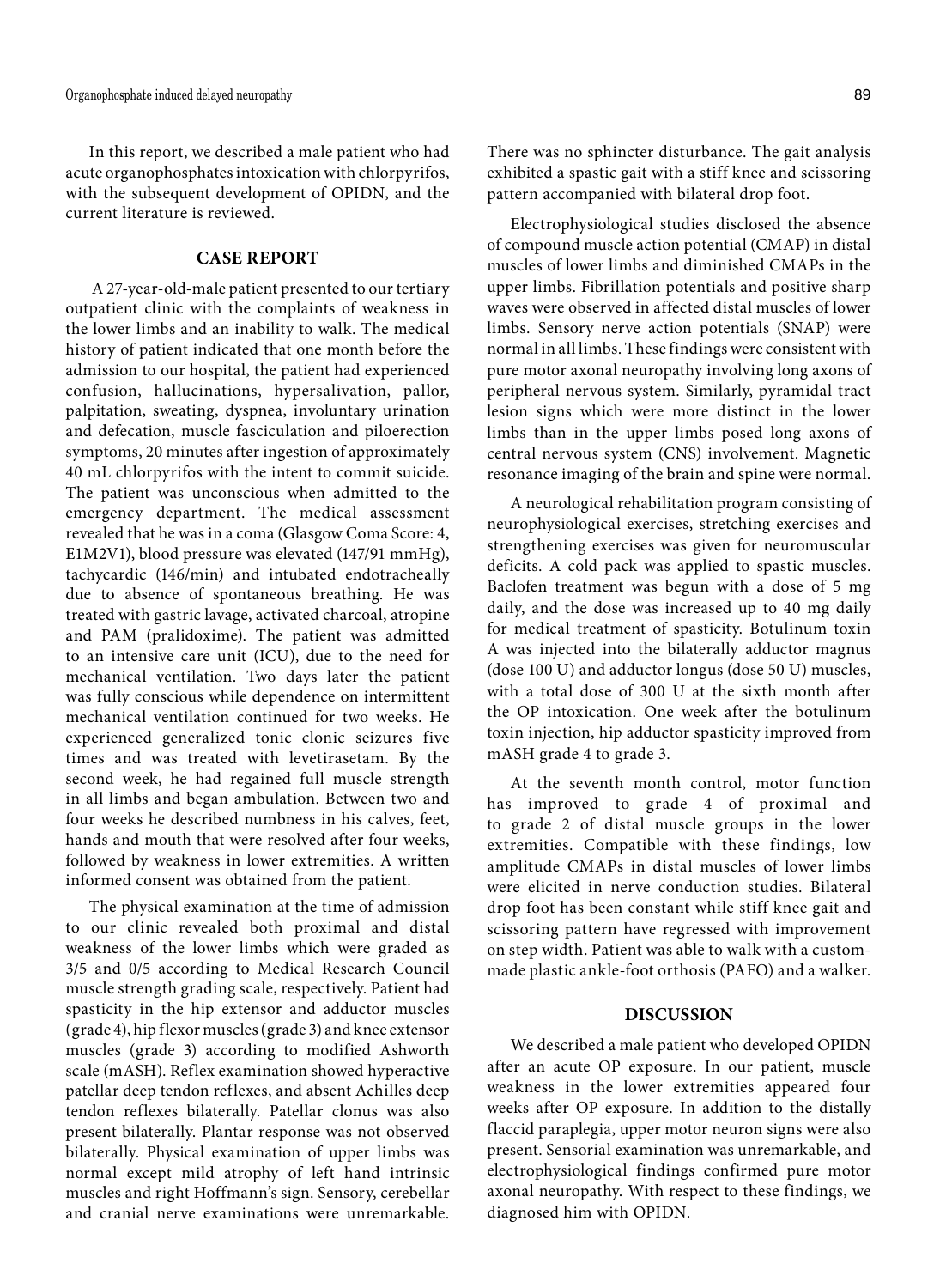In this report, we described a male patient who had acute organophosphates intoxication with chlorpyrifos, with the subsequent development of OPIDN, and the current literature is reviewed.

## CASE REPORT

A 27-year-old-male patient presented to our tertiary outpatient clinic with the complaints of weakness in the lower limbs and an inability to walk. The medical history of patient indicated that one month before the admission to our hospital, the patient had experienced confusion, hallucinations, hypersalivation, pallor, palpitation, sweating, dyspnea, involuntary urination and defecation, muscle fasciculation and piloerection symptoms, 20 minutes after ingestion of approximately 40 mL chlorpyrifos with the intent to commit suicide. The patient was unconscious when admitted to the emergency department. The medical assessment revealed that he was in a coma (Glasgow Coma Score: 4, E1M2V1), blood pressure was elevated (147/91 mmHg), tachycardic (146/min) and intubated endotracheally due to absence of spontaneous breathing. He was treated with gastric lavage, activated charcoal, atropine and PAM (pralidoxime). The patient was admitted to an intensive care unit (ICU), due to the need for mechanical ventilation. Two days later the patient was fully conscious while dependence on intermittent mechanical ventilation continued for two weeks. He experienced generalized tonic clonic seizures five times and was treated with levetirasetam. By the second week, he had regained full muscle strength in all limbs and began ambulation. Between two and four weeks he described numbness in his calves, feet, hands and mouth that were resolved after four weeks, followed by weakness in lower extremities. A written informed consent was obtained from the patient.

The physical examination at the time of admission to our clinic revealed both proximal and distal weakness of the lower limbs which were graded as 3/5 and 0/5 according to Medical Research Council muscle strength grading scale, respectively. Patient had spasticity in the hip extensor and adductor muscles (grade 4), hip flexor muscles (grade 3) and knee extensor muscles (grade 3) according to modified Ashworth scale (mASH). Reflex examination showed hyperactive patellar deep tendon reflexes, and absent Achilles deep tendon reflexes bilaterally. Patellar clonus was also present bilaterally. Plantar response was not observed bilaterally. Physical examination of upper limbs was normal except mild atrophy of left hand intrinsic muscles and right Hoffmann's sign. Sensory, cerebellar and cranial nerve examinations were unremarkable. There was no sphincter disturbance. The gait analysis exhibited a spastic gait with a stiff knee and scissoring pattern accompanied with bilateral drop foot.

Electrophysiological studies disclosed the absence of compound muscle action potential (CMAP) in distal muscles of lower limbs and diminished CMAPs in the upper limbs. Fibrillation potentials and positive sharp waves were observed in affected distal muscles of lower limbs. Sensory nerve action potentials (SNAP) were normal in all limbs. These findings were consistent with pure motor axonal neuropathy involving long axons of peripheral nervous system. Similarly, pyramidal tract lesion signs which were more distinct in the lower limbs than in the upper limbs posed long axons of central nervous system (CNS) involvement. Magnetic resonance imaging of the brain and spine were normal.

A neurological rehabilitation program consisting of neurophysiological exercises, stretching exercises and strengthening exercises was given for neuromuscular deficits. A cold pack was applied to spastic muscles. Baclofen treatment was begun with a dose of 5 mg daily, and the dose was increased up to 40 mg daily for medical treatment of spasticity. Botulinum toxin A was injected into the bilaterally adductor magnus (dose 100 U) and adductor longus (dose 50 U) muscles, with a total dose of 300 U at the sixth month after the OP intoxication. One week after the botulinum toxin injection, hip adductor spasticity improved from mASH grade 4 to grade 3.

At the seventh month control, motor function has improved to grade 4 of proximal and to grade 2 of distal muscle groups in the lower extremities. Compatible with these findings, low amplitude CMAPs in distal muscles of lower limbs were elicited in nerve conduction studies. Bilateral drop foot has been constant while stiff knee gait and scissoring pattern have regressed with improvement on step width. Patient was able to walk with a custom-made plastic ankle-foot orthosis (PAFO) and a walker.

## DISCUSSION

We described a male patient who developed OPIDN after an acute OP exposure. In our patient, muscle weakness in the lower extremities appeared four weeks after OP exposure. In addition to the distally flaccid paraplegia, upper motor neuron signs were also present. Sensorial examination was unremarkable, and electrophysiological findings confirmed pure motor axonal neuropathy. With respect to these findings, we diagnosed him with OPIDN.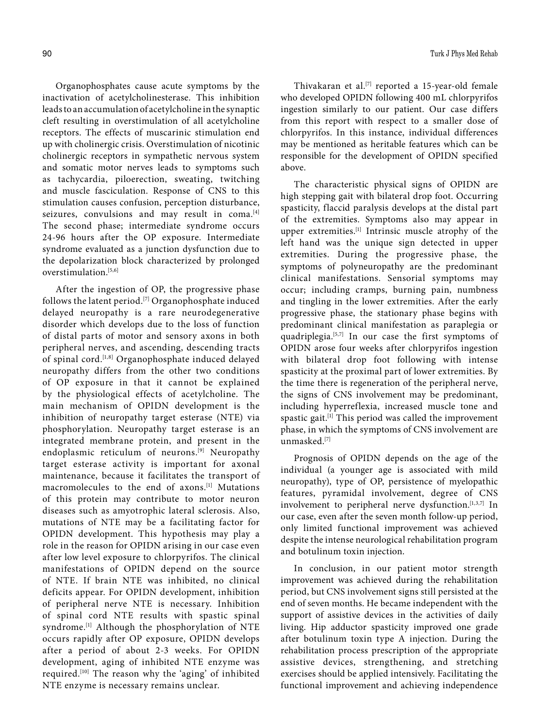Organophosphates cause acute symptoms by the inactivation of acetylcholinesterase. This inhibition leads to an accumulation of acetylcholine in the synaptic cleft resulting in overstimulation of all acetylcholine receptors. The effects of muscarinic stimulation end up with cholinergic crisis. Overstimulation of nicotinic cholinergic receptors in sympathetic nervous system and somatic motor nerves leads to symptoms such as tachycardia, piloerection, sweating, twitching and muscle fasciculation. Response of CNS to this stimulation causes confusion, perception disturbance, seizures, convulsions and may result in coma.[4] The second phase; intermediate syndrome occurs 24-96 hours after the OP exposure. Intermediate syndrome evaluated as a junction dysfunction due to the depolarization block characterized by prolonged overstimulation.[5,6]

After the ingestion of OP, the progressive phase follows the latent period.[7] Organophosphate induced delayed neuropathy is a rare neurodegenerative disorder which develops due to the loss of function of distal parts of motor and sensory axons in both peripheral nerves, and ascending, descending tracts of spinal cord.[1,8] Organophosphate induced delayed neuropathy differs from the other two conditions of OP exposure in that it cannot be explained by the physiological effects of acetylcholine. The main mechanism of OPIDN development is the inhibition of neuropathy target esterase (NTE) via phosphorylation. Neuropathy target esterase is an integrated membrane protein, and present in the endoplasmic reticulum of neurons.[9] Neuropathy target esterase activity is important for axonal maintenance, because it facilitates the transport of macromolecules to the end of axons.[1] Mutations of this protein may contribute to motor neuron diseases such as amyotrophic lateral sclerosis. Also, mutations of NTE may be a facilitating factor for OPIDN development. This hypothesis may play a role in the reason for OPIDN arising in our case even after low level exposure to chlorpyrifos. The clinical manifestations of OPIDN depend on the source of NTE. If brain NTE was inhibited, no clinical deficits appear. For OPIDN development, inhibition of peripheral nerve NTE is necessary. Inhibition of spinal cord NTE results with spastic spinal syndrome.[1] Although the phosphorylation of NTE occurs rapidly after OP exposure, OPIDN develops after a period of about 2-3 weeks. For OPIDN development, aging of inhibited NTE enzyme was required.[10] The reason why the 'aging' of inhibited NTE enzyme is necessary remains unclear.

Thivakaran et al.[7] reported a 15-year-old female who developed OPIDN following 400 mL chlorpyrifos ingestion similarly to our patient. Our case differs from this report with respect to a smaller dose of chlorpyrifos. In this instance, individual differences may be mentioned as heritable features which can be responsible for the development of OPIDN specified above.

The characteristic physical signs of OPIDN are high stepping gait with bilateral drop foot. Occurring spasticity, flaccid paralysis develops at the distal part of the extremities. Symptoms also may appear in upper extremities.[1] Intrinsic muscle atrophy of the left hand was the unique sign detected in upper extremities. During the progressive phase, the symptoms of polyneuropathy are the predominant clinical manifestations. Sensorial symptoms may occur; including cramps, burning pain, numbness and tingling in the lower extremities. After the early progressive phase, the stationary phase begins with predominant clinical manifestation as paraplegia or quadriplegia.[5,7] In our case the first symptoms of OPIDN arose four weeks after chlorpyrifos ingestion with bilateral drop foot following with intense spasticity at the proximal part of lower extremities. By the time there is regeneration of the peripheral nerve, the signs of CNS involvement may be predominant, including hyperreflexia, increased muscle tone and spastic gait.[1] This period was called the improvement phase, in which the symptoms of CNS involvement are unmasked.[7]

Prognosis of OPIDN depends on the age of the individual (a younger age is associated with mild neuropathy), type of OP, persistence of myelopathic features, pyramidal involvement, degree of CNS involvement to peripheral nerve dysfunction.[1,3,7] In our case, even after the seven month follow-up period, only limited functional improvement was achieved despite the intense neurological rehabilitation program and botulinum toxin injection.

In conclusion, in our patient motor strength improvement was achieved during the rehabilitation period, but CNS involvement signs still persisted at the end of seven months. He became independent with the support of assistive devices in the activities of daily living. Hip adductor spasticity improved one grade after botulinum toxin type A injection. During the rehabilitation process prescription of the appropriate assistive devices, strengthening, and stretching exercises should be applied intensively. Facilitating the functional improvement and achieving independence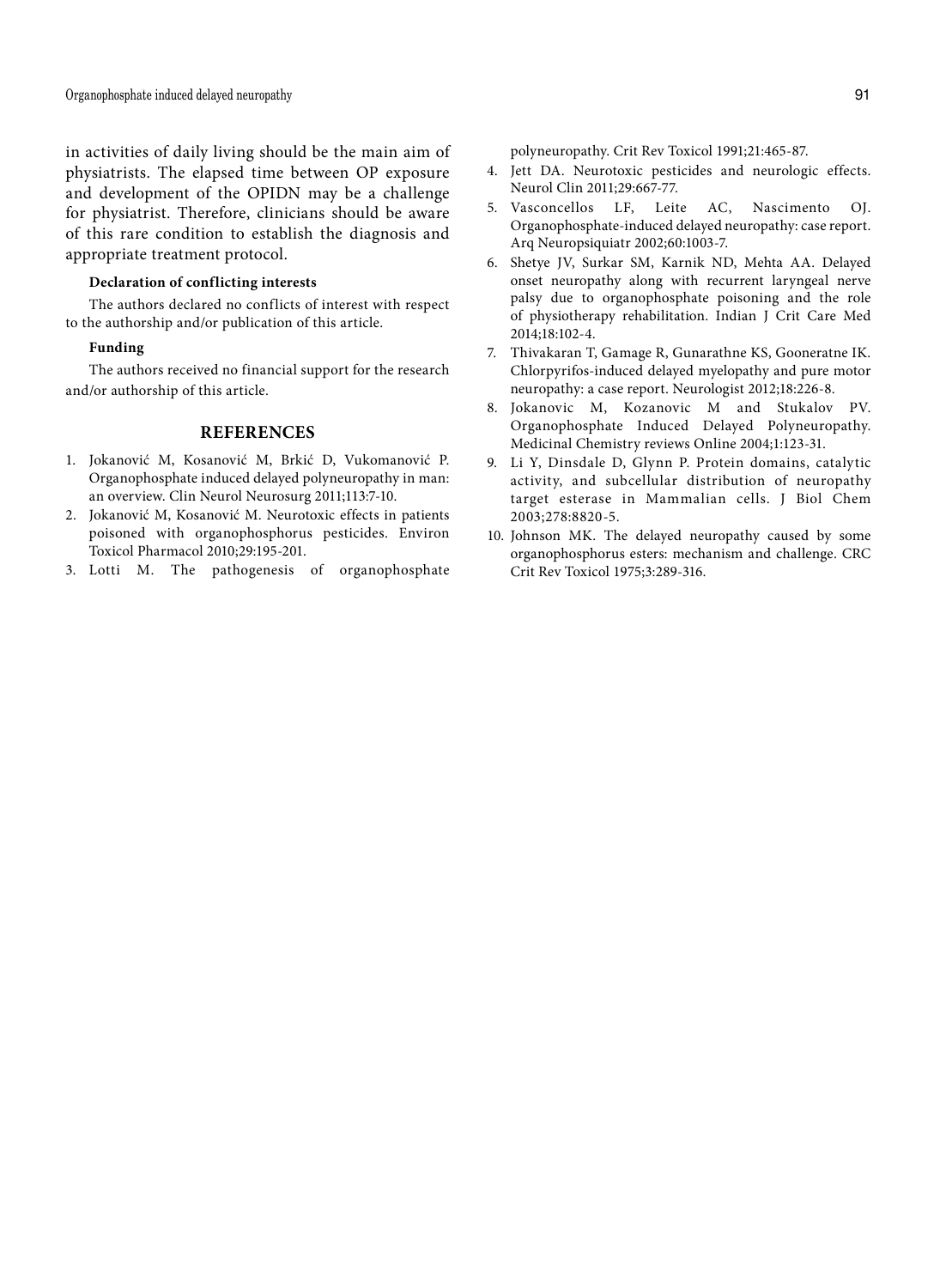in activities of daily living should be the main aim of physiatrists. The elapsed time between OP exposure and development of the OPIDN may be a challenge for physiatrist. Therefore, clinicians should be aware of this rare condition to establish the diagnosis and appropriate treatment protocol.

**Declaration of conflicting interests**

The authors declared no conflicts of interest with respect to the authorship and/or publication of this article.

**Funding**

The authors received no financial support for the research and/or authorship of this article.

## REFERENCES

1. Jokanović M, Kosanović M, Brkić D, Vukomanović P. Organophosphate induced delayed polyneuropathy in man: an overview. Clin Neurol Neurosurg 2011;113:7-10.
2. Jokanović M, Kosanović M. Neurotoxic effects in patients poisoned with organophosphorus pesticides. Environ Toxicol Pharmacol 2010;29:195-201.
3. Lotti M. The pathogenesis of organophosphate polyneuropathy. Crit Rev Toxicol 1991;21:465-87.
4. Jett DA. Neurotoxic pesticides and neurologic effects. Neurol Clin 2011;29:667-77.
5. Vasconcellos LF, Leite AC, Nascimento OJ. Organophosphate-induced delayed neuropathy: case report. Arq Neuropsiquiatr 2002;60:1003-7.
6. Shetye JV, Surkar SM, Karnik ND, Mehta AA. Delayed onset neuropathy along with recurrent laryngeal nerve palsy due to organophosphate poisoning and the role of physiotherapy rehabilitation. Indian J Crit Care Med 2014;18:102-4.
7. Thivakaran T, Gamage R, Gunarathne KS, Gooneratne IK. Chlorpyrifos-induced delayed myelopathy and pure motor neuropathy: a case report. Neurologist 2012;18:226-8.
8. Jokanovic M, Kozanovic M and Stukalov PV. Organophosphate Induced Delayed Polyneuropathy. Medicinal Chemistry reviews Online 2004;1:123-31.
9. Li Y, Dinsdale D, Glynn P. Protein domains, catalytic activity, and subcellular distribution of neuropathy target esterase in Mammalian cells. J Biol Chem 2003;278:8820-5.
10. Johnson MK. The delayed neuropathy caused by some organophosphorus esters: mechanism and challenge. CRC Crit Rev Toxicol 1975;3:289-316.